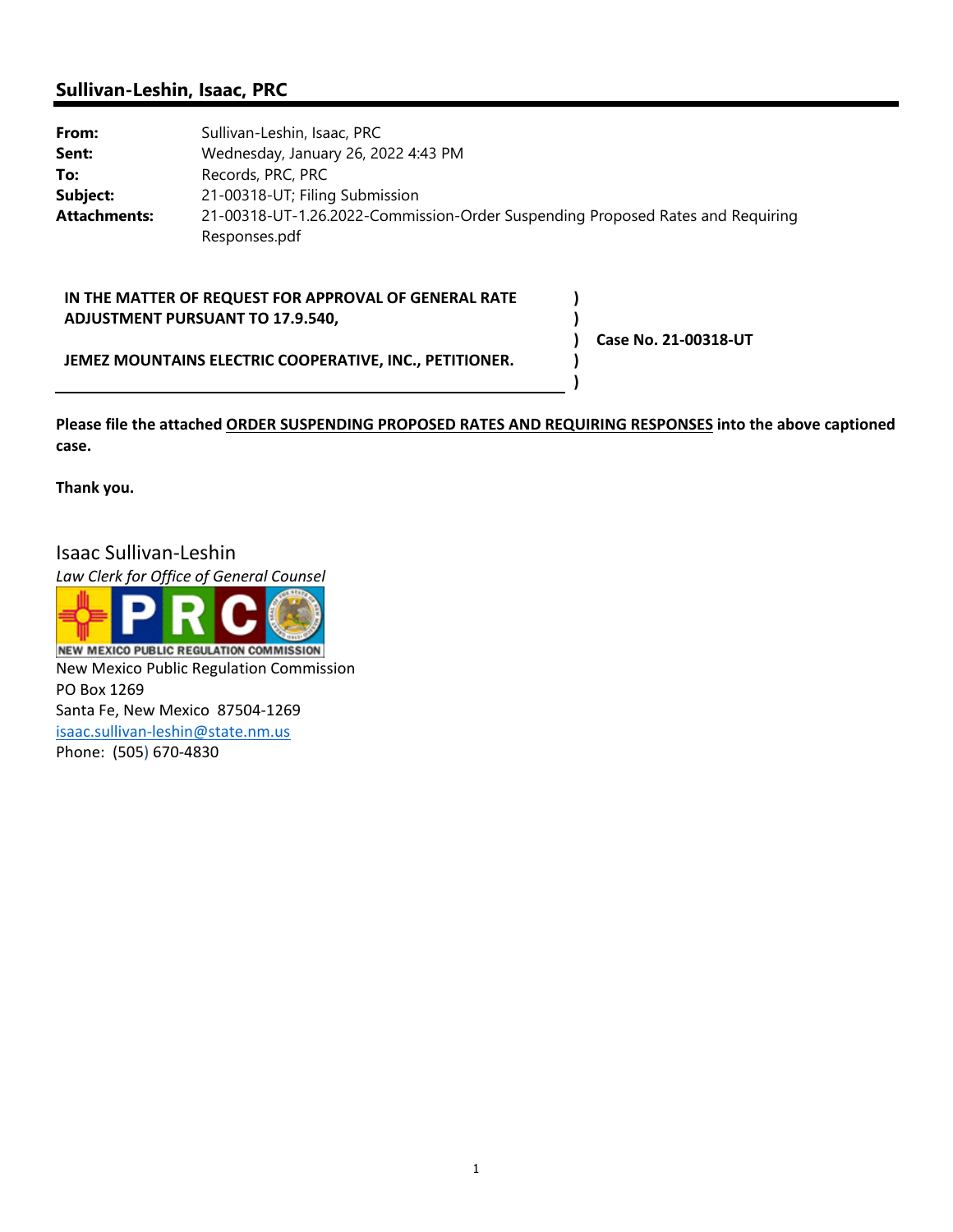## Sullivan-Leshin, Isaac, PRC

| | |
|---|---|
| **From:** | Sullivan-Leshin, Isaac, PRC |
| **Sent:** | Wednesday, January 26, 2022 4:43 PM |
| **To:** | Records, PRC, PRC |
| **Subject:** | 21-00318-UT; Filing Submission |
| **Attachments:** | 21-00318-UT-1.26.2022-Commission-Order Suspending Proposed Rates and Requiring Responses.pdf |

| | | |
|---|---|---|
| **IN THE MATTER OF REQUEST FOR APPROVAL OF GENERAL RATE ADJUSTMENT PURSUANT TO 17.9.540,** | **)** | |
| | **)** | **Case No. 21-00318-UT** |
| **JEMEZ MOUNTAINS ELECTRIC COOPERATIVE, INC., PETITIONER.** | **)** | |

**Please file the attached <u>ORDER SUSPENDING PROPOSED RATES AND REQUIRING RESPONSES</u> into the above captioned case.**

**Thank you.**

Isaac Sullivan-Leshin
*Law Clerk for Office of General Counsel*
NEW MEXICO PUBLIC REGULATION COMMISSION
New Mexico Public Regulation Commission
PO Box 1269
Santa Fe, New Mexico 87504-1269
isaac.sullivan-leshin@state.nm.us
Phone: (505) 670-4830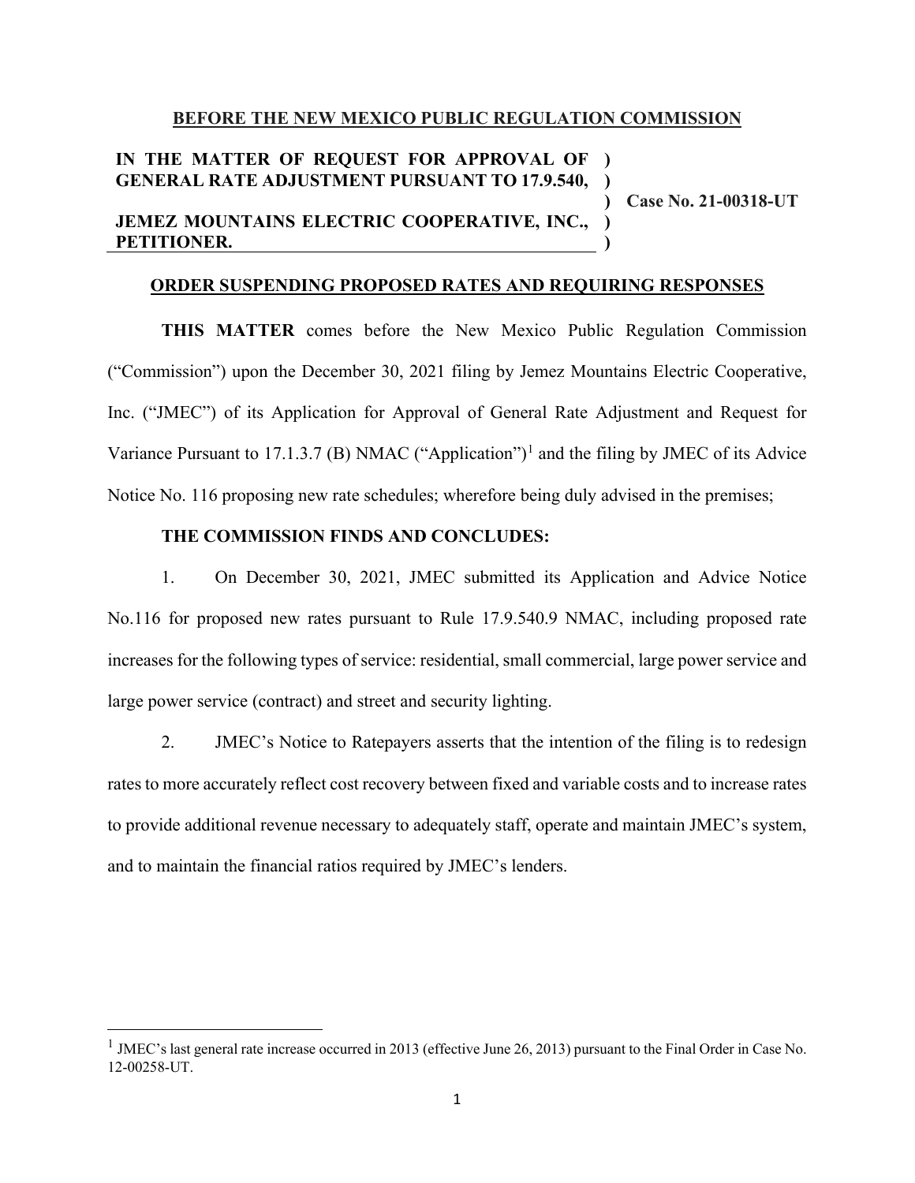**BEFORE THE NEW MEXICO PUBLIC REGULATION COMMISSION**

**IN THE MATTER OF REQUEST FOR APPROVAL OF GENERAL RATE ADJUSTMENT PURSUANT TO 17.9.540,**

**JEMEZ MOUNTAINS ELECTRIC COOPERATIVE, INC., PETITIONER.**

**Case No. 21-00318-UT**

**ORDER SUSPENDING PROPOSED RATES AND REQUIRING RESPONSES**

**THIS MATTER** comes before the New Mexico Public Regulation Commission ("Commission") upon the December 30, 2021 filing by Jemez Mountains Electric Cooperative, Inc. ("JMEC") of its Application for Approval of General Rate Adjustment and Request for Variance Pursuant to 17.1.3.7 (B) NMAC ("Application")[1] and the filing by JMEC of its Advice Notice No. 116 proposing new rate schedules; wherefore being duly advised in the premises;

**THE COMMISSION FINDS AND CONCLUDES:**

1. On December 30, 2021, JMEC submitted its Application and Advice Notice No.116 for proposed new rates pursuant to Rule 17.9.540.9 NMAC, including proposed rate increases for the following types of service: residential, small commercial, large power service and large power service (contract) and street and security lighting.

2. JMEC's Notice to Ratepayers asserts that the intention of the filing is to redesign rates to more accurately reflect cost recovery between fixed and variable costs and to increase rates to provide additional revenue necessary to adequately staff, operate and maintain JMEC's system, and to maintain the financial ratios required by JMEC's lenders.

[1] JMEC's last general rate increase occurred in 2013 (effective June 26, 2013) pursuant to the Final Order in Case No. 12-00258-UT.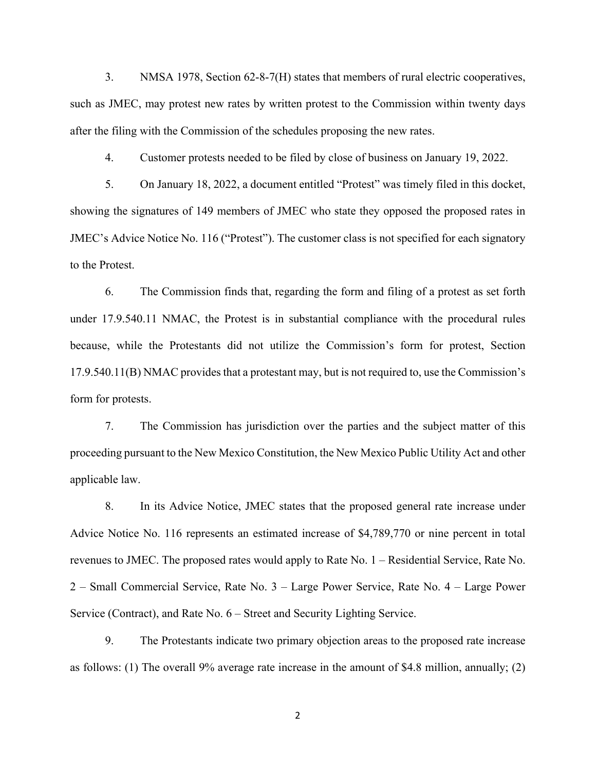3. NMSA 1978, Section 62-8-7(H) states that members of rural electric cooperatives, such as JMEC, may protest new rates by written protest to the Commission within twenty days after the filing with the Commission of the schedules proposing the new rates.

4. Customer protests needed to be filed by close of business on January 19, 2022.

5. On January 18, 2022, a document entitled "Protest" was timely filed in this docket, showing the signatures of 149 members of JMEC who state they opposed the proposed rates in JMEC's Advice Notice No. 116 ("Protest"). The customer class is not specified for each signatory to the Protest.

6. The Commission finds that, regarding the form and filing of a protest as set forth under 17.9.540.11 NMAC, the Protest is in substantial compliance with the procedural rules because, while the Protestants did not utilize the Commission's form for protest, Section 17.9.540.11(B) NMAC provides that a protestant may, but is not required to, use the Commission's form for protests.

7. The Commission has jurisdiction over the parties and the subject matter of this proceeding pursuant to the New Mexico Constitution, the New Mexico Public Utility Act and other applicable law.

8. In its Advice Notice, JMEC states that the proposed general rate increase under Advice Notice No. 116 represents an estimated increase of $4,789,770 or nine percent in total revenues to JMEC. The proposed rates would apply to Rate No. 1 – Residential Service, Rate No. 2 – Small Commercial Service, Rate No. 3 – Large Power Service, Rate No. 4 – Large Power Service (Contract), and Rate No. 6 – Street and Security Lighting Service.

9. The Protestants indicate two primary objection areas to the proposed rate increase as follows: (1) The overall 9% average rate increase in the amount of $4.8 million, annually; (2)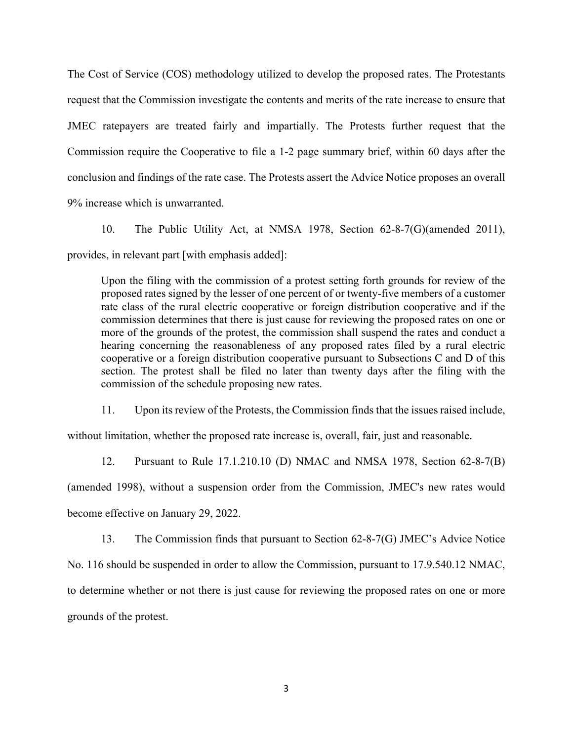The Cost of Service (COS) methodology utilized to develop the proposed rates. The Protestants request that the Commission investigate the contents and merits of the rate increase to ensure that JMEC ratepayers are treated fairly and impartially. The Protests further request that the Commission require the Cooperative to file a 1-2 page summary brief, within 60 days after the conclusion and findings of the rate case. The Protests assert the Advice Notice proposes an overall 9% increase which is unwarranted.

10. The Public Utility Act, at NMSA 1978, Section 62-8-7(G)(amended 2011), provides, in relevant part [with emphasis added]:

> Upon the filing with the commission of a protest setting forth grounds for review of the proposed rates signed by the lesser of one percent of or twenty-five members of a customer rate class of the rural electric cooperative or foreign distribution cooperative and if the commission determines that there is just cause for reviewing the proposed rates on one or more of the grounds of the protest, the commission shall suspend the rates and conduct a hearing concerning the reasonableness of any proposed rates filed by a rural electric cooperative or a foreign distribution cooperative pursuant to Subsections C and D of this section. The protest shall be filed no later than twenty days after the filing with the commission of the schedule proposing new rates.

11. Upon its review of the Protests, the Commission finds that the issues raised include, without limitation, whether the proposed rate increase is, overall, fair, just and reasonable.

12. Pursuant to Rule 17.1.210.10 (D) NMAC and NMSA 1978, Section 62-8-7(B) (amended 1998), without a suspension order from the Commission, JMEC's new rates would become effective on January 29, 2022.

13. The Commission finds that pursuant to Section 62-8-7(G) JMEC's Advice Notice No. 116 should be suspended in order to allow the Commission, pursuant to 17.9.540.12 NMAC, to determine whether or not there is just cause for reviewing the proposed rates on one or more grounds of the protest.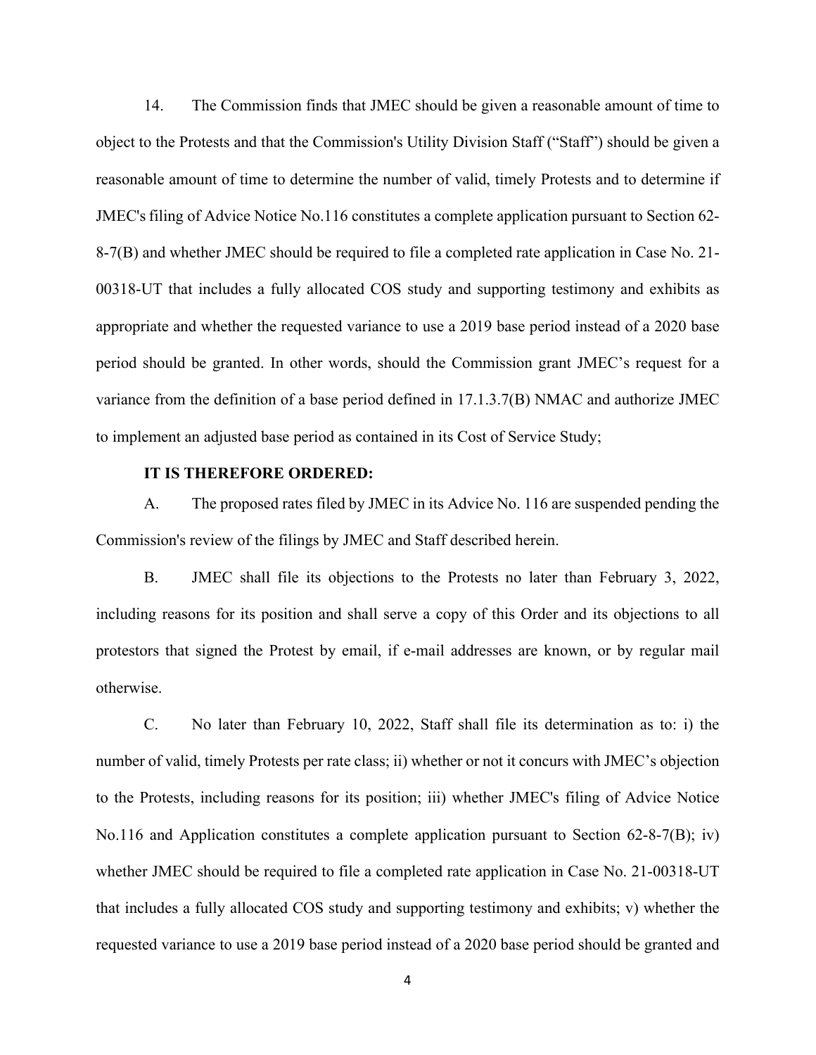14. The Commission finds that JMEC should be given a reasonable amount of time to object to the Protests and that the Commission's Utility Division Staff ("Staff") should be given a reasonable amount of time to determine the number of valid, timely Protests and to determine if JMEC's filing of Advice Notice No.116 constitutes a complete application pursuant to Section 62-8-7(B) and whether JMEC should be required to file a completed rate application in Case No. 21-00318-UT that includes a fully allocated COS study and supporting testimony and exhibits as appropriate and whether the requested variance to use a 2019 base period instead of a 2020 base period should be granted. In other words, should the Commission grant JMEC's request for a variance from the definition of a base period defined in 17.1.3.7(B) NMAC and authorize JMEC to implement an adjusted base period as contained in its Cost of Service Study;

**IT IS THEREFORE ORDERED:**

A. The proposed rates filed by JMEC in its Advice No. 116 are suspended pending the Commission's review of the filings by JMEC and Staff described herein.

B. JMEC shall file its objections to the Protests no later than February 3, 2022, including reasons for its position and shall serve a copy of this Order and its objections to all protestors that signed the Protest by email, if e-mail addresses are known, or by regular mail otherwise.

C. No later than February 10, 2022, Staff shall file its determination as to: i) the number of valid, timely Protests per rate class; ii) whether or not it concurs with JMEC's objection to the Protests, including reasons for its position; iii) whether JMEC's filing of Advice Notice No.116 and Application constitutes a complete application pursuant to Section 62-8-7(B); iv) whether JMEC should be required to file a completed rate application in Case No. 21-00318-UT that includes a fully allocated COS study and supporting testimony and exhibits; v) whether the requested variance to use a 2019 base period instead of a 2020 base period should be granted and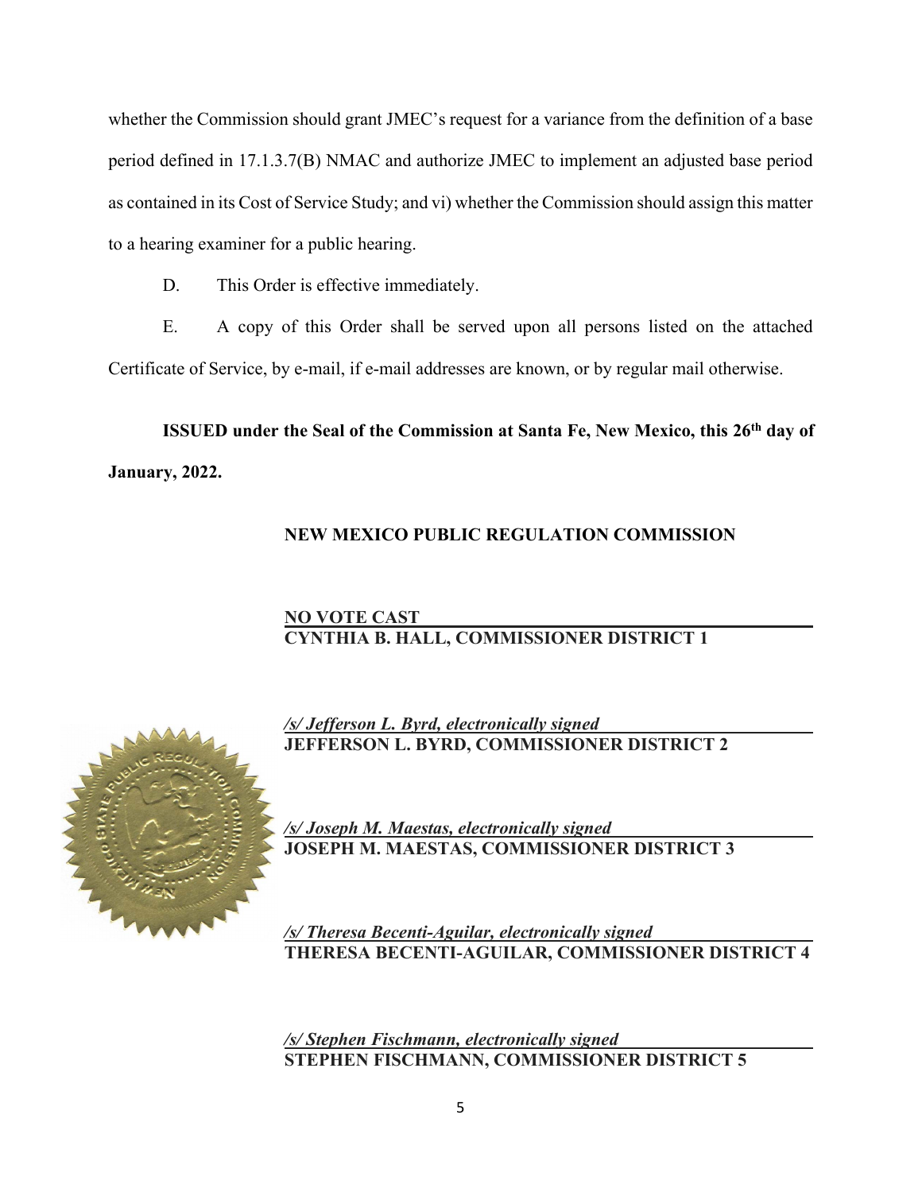whether the Commission should grant JMEC's request for a variance from the definition of a base period defined in 17.1.3.7(B) NMAC and authorize JMEC to implement an adjusted base period as contained in its Cost of Service Study; and vi) whether the Commission should assign this matter to a hearing examiner for a public hearing.

D. This Order is effective immediately.

E. A copy of this Order shall be served upon all persons listed on the attached Certificate of Service, by e-mail, if e-mail addresses are known, or by regular mail otherwise.

**ISSUED under the Seal of the Commission at Santa Fe, New Mexico, this 26th day of January, 2022.**

**NEW MEXICO PUBLIC REGULATION COMMISSION**

**NO VOTE CAST**
**CYNTHIA B. HALL, COMMISSIONER DISTRICT 1**

***/s/ Jefferson L. Byrd, electronically signed***
**JEFFERSON L. BYRD, COMMISSIONER DISTRICT 2**

***/s/ Joseph M. Maestas, electronically signed***
**JOSEPH M. MAESTAS, COMMISSIONER DISTRICT 3**

***/s/ Theresa Becenti-Aguilar, electronically signed***
**THERESA BECENTI-AGUILAR, COMMISSIONER DISTRICT 4**

***/s/ Stephen Fischmann, electronically signed***
**STEPHEN FISCHMANN, COMMISSIONER DISTRICT 5**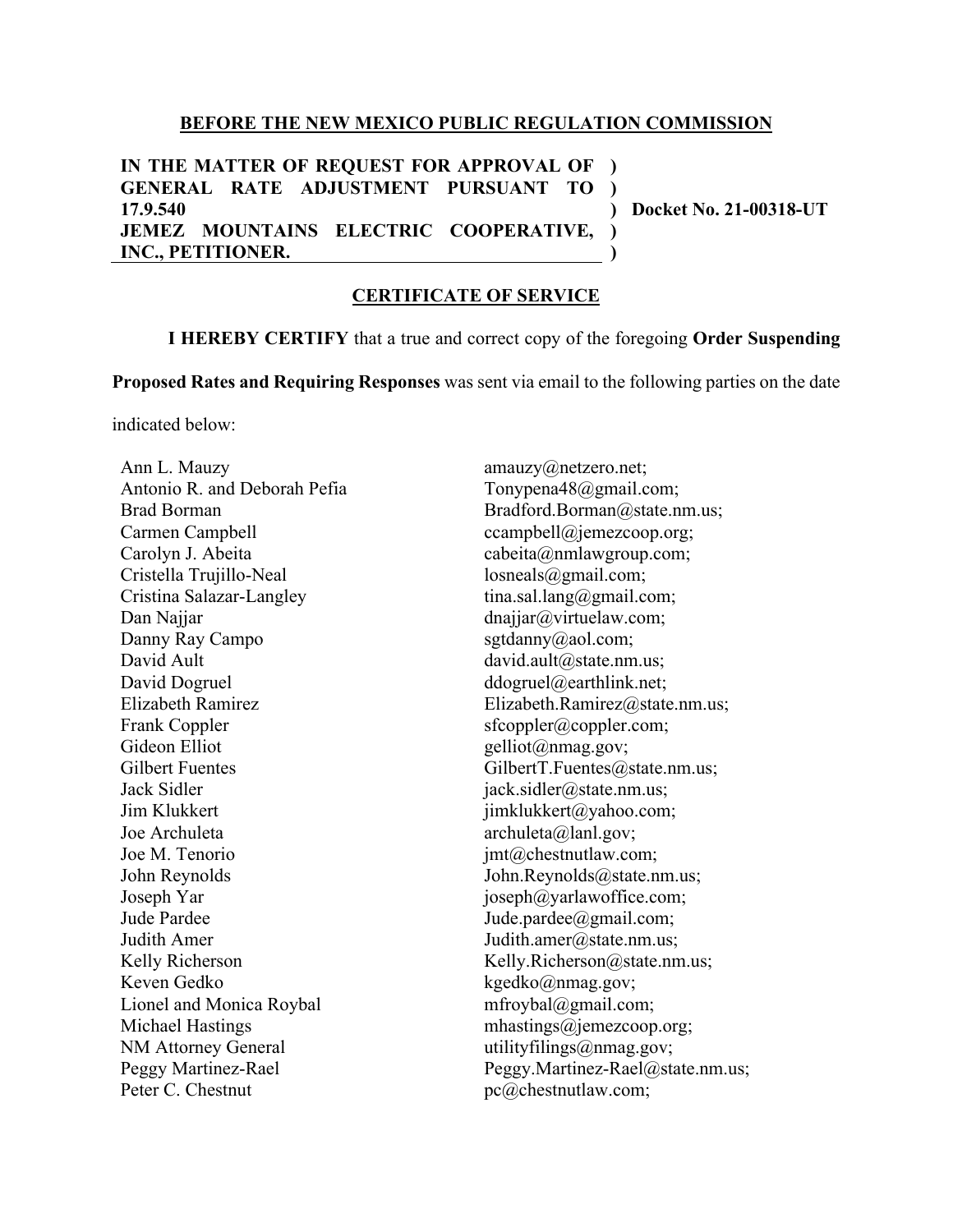**BEFORE THE NEW MEXICO PUBLIC REGULATION COMMISSION**

| | | |
|---|---|---|
| **IN THE MATTER OF REQUEST FOR APPROVAL OF GENERAL RATE ADJUSTMENT PURSUANT TO 17.9.540 JEMEZ MOUNTAINS ELECTRIC COOPERATIVE, INC., PETITIONER.** | **)<br>)<br>)<br>)<br>)** | **Docket No. 21-00318-UT** |

**CERTIFICATE OF SERVICE**

**I HEREBY CERTIFY** that a true and correct copy of the foregoing **Order Suspending Proposed Rates and Requiring Responses** was sent via email to the following parties on the date indicated below:

| | |
|---|---|
| Ann L. Mauzy | amauzy@netzero.net; |
| Antonio R. and Deborah Peña | Tonypena48@gmail.com; |
| Brad Borman | Bradford.Borman@state.nm.us; |
| Carmen Campbell | ccampbell@jemezcoop.org; |
| Carolyn J. Abeita | cabeita@nmlawgroup.com; |
| Cristella Trujillo-Neal | losneals@gmail.com; |
| Cristina Salazar-Langley | tina.sal.lang@gmail.com; |
| Dan Najjar | dnajjar@virtuelaw.com; |
| Danny Ray Campo | sgtdanny@aol.com; |
| David Ault | david.ault@state.nm.us; |
| David Dogruel | ddogruel@earthlink.net; |
| Elizabeth Ramirez | Elizabeth.Ramirez@state.nm.us; |
| Frank Coppler | sfcoppler@coppler.com; |
| Gideon Elliot | gelliot@nmag.gov; |
| Gilbert Fuentes | GilbertT.Fuentes@state.nm.us; |
| Jack Sidler | jack.sidler@state.nm.us; |
| Jim Klukkert | jimklukkert@yahoo.com; |
| Joe Archuleta | archuleta@lanl.gov; |
| Joe M. Tenorio | jmt@chestnutlaw.com; |
| John Reynolds | John.Reynolds@state.nm.us; |
| Joseph Yar | joseph@yarlawoffice.com; |
| Jude Pardee | Jude.pardee@gmail.com; |
| Judith Amer | Judith.amer@state.nm.us; |
| Kelly Richerson | Kelly.Richerson@state.nm.us; |
| Keven Gedko | kgedko@nmag.gov; |
| Lionel and Monica Roybal | mfroybal@gmail.com; |
| Michael Hastings | mhastings@jemezcoop.org; |
| NM Attorney General | utilityfilings@nmag.gov; |
| Peggy Martinez-Rael | Peggy.Martinez-Rael@state.nm.us; |
| Peter C. Chestnut | pc@chestnutlaw.com; |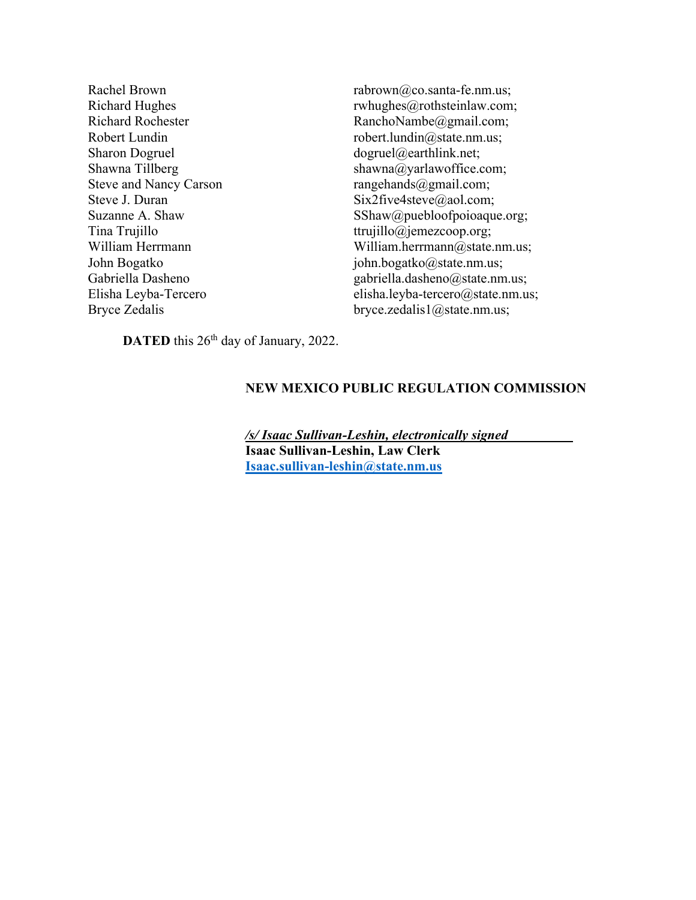| | |
|---|---|
| Rachel Brown | rabrown@co.santa-fe.nm.us; |
| Richard Hughes | rwhughes@rothsteinlaw.com; |
| Richard Rochester | RanchoNambe@gmail.com; |
| Robert Lundin | robert.lundin@state.nm.us; |
| Sharon Dogruel | dogruel@earthlink.net; |
| Shawna Tillberg | shawna@yarlawoffice.com; |
| Steve and Nancy Carson | rangehands@gmail.com; |
| Steve J. Duran | Six2five4steve@aol.com; |
| Suzanne A. Shaw | SShaw@puebloofpoioaque.org; |
| Tina Trujillo | ttrujillo@jemezcoop.org; |
| William Herrmann | William.herrmann@state.nm.us; |
| John Bogatko | john.bogatko@state.nm.us; |
| Gabriella Dasheno | gabriella.dasheno@state.nm.us; |
| Elisha Leyba-Tercero | elisha.leyba-tercero@state.nm.us; |
| Bryce Zedalis | bryce.zedalis1@state.nm.us; |

**DATED** this 26th day of January, 2022.

**NEW MEXICO PUBLIC REGULATION COMMISSION**

***/s/ Isaac Sullivan-Leshin, electronically signed***
**Isaac Sullivan-Leshin, Law Clerk**
**Isaac.sullivan-leshin@state.nm.us**